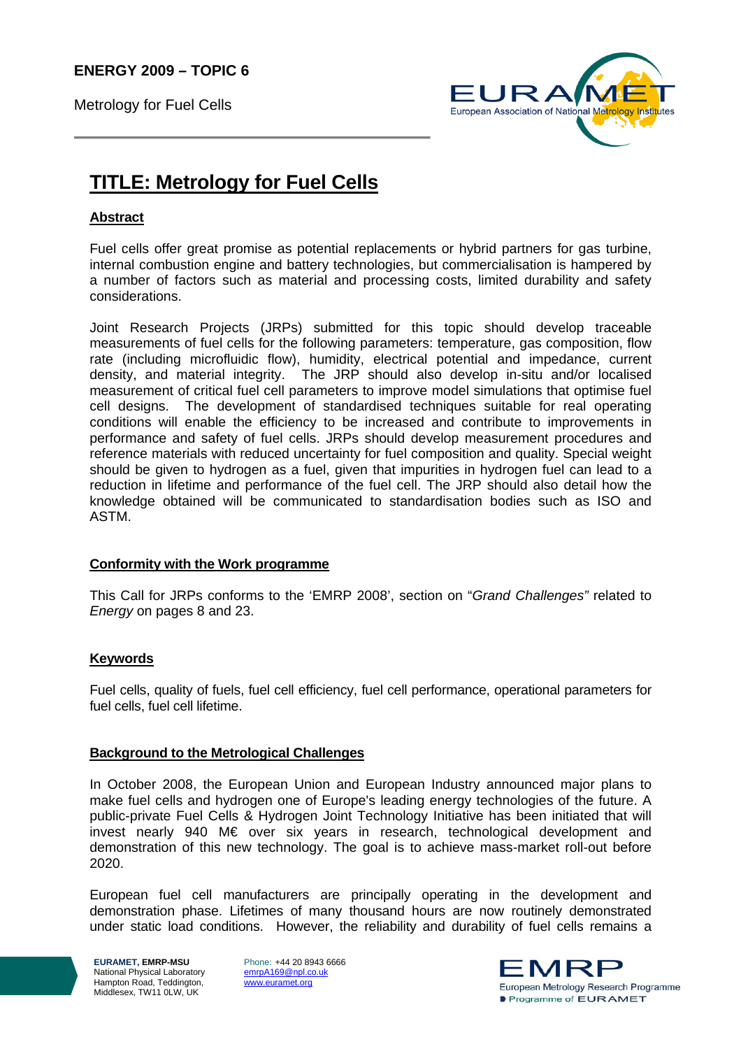**ENERGY 2009 – TOPIC 6**

Metrology for Fuel Cells

# TITLE: Metrology for Fuel Cells

## Abstract

Fuel cells offer great promise as potential replacements or hybrid partners for gas turbine, internal combustion engine and battery technologies, but commercialisation is hampered by a number of factors such as material and processing costs, limited durability and safety considerations.

Joint Research Projects (JRPs) submitted for this topic should develop traceable measurements of fuel cells for the following parameters: temperature, gas composition, flow rate (including microfluidic flow), humidity, electrical potential and impedance, current density, and material integrity. The JRP should also develop in-situ and/or localised measurement of critical fuel cell parameters to improve model simulations that optimise fuel cell designs. The development of standardised techniques suitable for real operating conditions will enable the efficiency to be increased and contribute to improvements in performance and safety of fuel cells. JRPs should develop measurement procedures and reference materials with reduced uncertainty for fuel composition and quality. Special weight should be given to hydrogen as a fuel, given that impurities in hydrogen fuel can lead to a reduction in lifetime and performance of the fuel cell. The JRP should also detail how the knowledge obtained will be communicated to standardisation bodies such as ISO and ASTM.

## Conformity with the Work programme

This Call for JRPs conforms to the 'EMRP 2008', section on "*Grand Challenges"* related to *Energy* on pages 8 and 23.

## Keywords

Fuel cells, quality of fuels, fuel cell efficiency, fuel cell performance, operational parameters for fuel cells, fuel cell lifetime.

## Background to the Metrological Challenges

In October 2008, the European Union and European Industry announced major plans to make fuel cells and hydrogen one of Europe's leading energy technologies of the future. A public-private Fuel Cells & Hydrogen Joint Technology Initiative has been initiated that will invest nearly 940 M€ over six years in research, technological development and demonstration of this new technology. The goal is to achieve mass-market roll-out before 2020.

European fuel cell manufacturers are principally operating in the development and demonstration phase. Lifetimes of many thousand hours are now routinely demonstrated under static load conditions. However, the reliability and durability of fuel cells remains a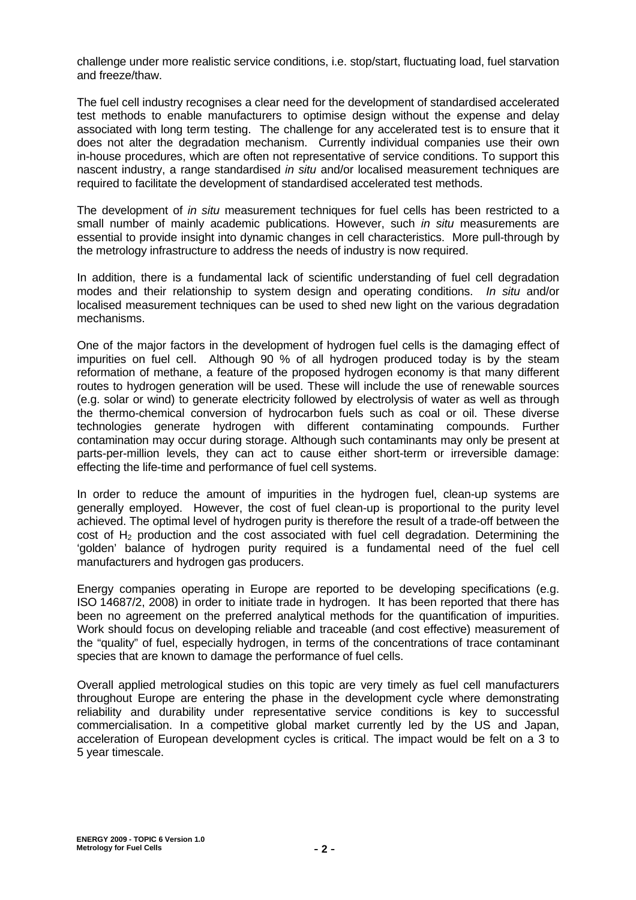challenge under more realistic service conditions, i.e. stop/start, fluctuating load, fuel starvation and freeze/thaw.

The fuel cell industry recognises a clear need for the development of standardised accelerated test methods to enable manufacturers to optimise design without the expense and delay associated with long term testing. The challenge for any accelerated test is to ensure that it does not alter the degradation mechanism. Currently individual companies use their own in-house procedures, which are often not representative of service conditions. To support this nascent industry, a range standardised *in situ* and/or localised measurement techniques are required to facilitate the development of standardised accelerated test methods.

The development of *in situ* measurement techniques for fuel cells has been restricted to a small number of mainly academic publications. However, such *in situ* measurements are essential to provide insight into dynamic changes in cell characteristics. More pull-through by the metrology infrastructure to address the needs of industry is now required.

In addition, there is a fundamental lack of scientific understanding of fuel cell degradation modes and their relationship to system design and operating conditions. *In situ* and/or localised measurement techniques can be used to shed new light on the various degradation mechanisms.

One of the major factors in the development of hydrogen fuel cells is the damaging effect of impurities on fuel cell. Although 90 % of all hydrogen produced today is by the steam reformation of methane, a feature of the proposed hydrogen economy is that many different routes to hydrogen generation will be used. These will include the use of renewable sources (e.g. solar or wind) to generate electricity followed by electrolysis of water as well as through the thermo-chemical conversion of hydrocarbon fuels such as coal or oil. These diverse technologies generate hydrogen with different contaminating compounds. Further contamination may occur during storage. Although such contaminants may only be present at parts-per-million levels, they can act to cause either short-term or irreversible damage: effecting the life-time and performance of fuel cell systems.

In order to reduce the amount of impurities in the hydrogen fuel, clean-up systems are generally employed. However, the cost of fuel clean-up is proportional to the purity level achieved. The optimal level of hydrogen purity is therefore the result of a trade-off between the cost of $H_2$ production and the cost associated with fuel cell degradation. Determining the 'golden' balance of hydrogen purity required is a fundamental need of the fuel cell manufacturers and hydrogen gas producers.

Energy companies operating in Europe are reported to be developing specifications (e.g. ISO 14687/2, 2008) in order to initiate trade in hydrogen. It has been reported that there has been no agreement on the preferred analytical methods for the quantification of impurities. Work should focus on developing reliable and traceable (and cost effective) measurement of the "quality" of fuel, especially hydrogen, in terms of the concentrations of trace contaminant species that are known to damage the performance of fuel cells.

Overall applied metrological studies on this topic are very timely as fuel cell manufacturers throughout Europe are entering the phase in the development cycle where demonstrating reliability and durability under representative service conditions is key to successful commercialisation. In a competitive global market currently led by the US and Japan, acceleration of European development cycles is critical. The impact would be felt on a 3 to 5 year timescale.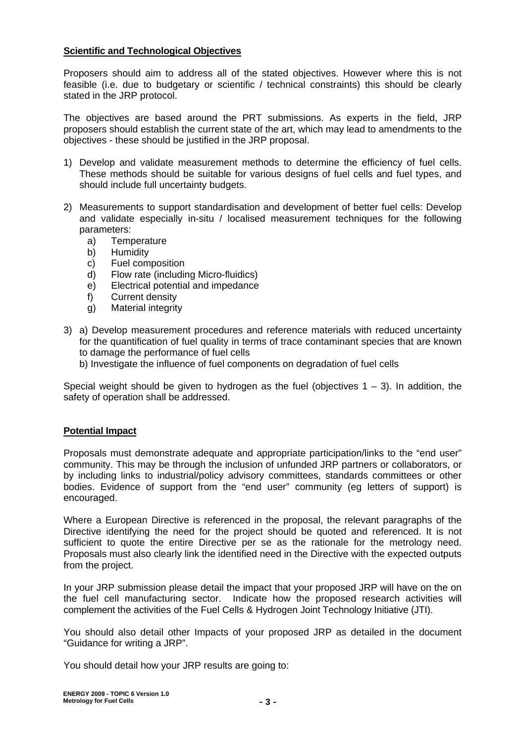**Scientific and Technological Objectives**

Proposers should aim to address all of the stated objectives. However where this is not feasible (i.e. due to budgetary or scientific / technical constraints) this should be clearly stated in the JRP protocol.

The objectives are based around the PRT submissions. As experts in the field, JRP proposers should establish the current state of the art, which may lead to amendments to the objectives - these should be justified in the JRP proposal.

1) Develop and validate measurement methods to determine the efficiency of fuel cells. These methods should be suitable for various designs of fuel cells and fuel types, and should include full uncertainty budgets.

2) Measurements to support standardisation and development of better fuel cells: Develop and validate especially in-situ / localised measurement techniques for the following parameters:
   a) Temperature
   b) Humidity
   c) Fuel composition
   d) Flow rate (including Micro-fluidics)
   e) Electrical potential and impedance
   f) Current density
   g) Material integrity

3) a) Develop measurement procedures and reference materials with reduced uncertainty for the quantification of fuel quality in terms of trace contaminant species that are known to damage the performance of fuel cells
   b) Investigate the influence of fuel components on degradation of fuel cells

Special weight should be given to hydrogen as the fuel (objectives 1 – 3). In addition, the safety of operation shall be addressed.

**Potential Impact**

Proposals must demonstrate adequate and appropriate participation/links to the "end user" community. This may be through the inclusion of unfunded JRP partners or collaborators, or by including links to industrial/policy advisory committees, standards committees or other bodies. Evidence of support from the "end user" community (eg letters of support) is encouraged.

Where a European Directive is referenced in the proposal, the relevant paragraphs of the Directive identifying the need for the project should be quoted and referenced. It is not sufficient to quote the entire Directive per se as the rationale for the metrology need. Proposals must also clearly link the identified need in the Directive with the expected outputs from the project.

In your JRP submission please detail the impact that your proposed JRP will have on the on the fuel cell manufacturing sector. Indicate how the proposed research activities will complement the activities of the Fuel Cells & Hydrogen Joint Technology Initiative (JTI).

You should also detail other Impacts of your proposed JRP as detailed in the document "Guidance for writing a JRP".

You should detail how your JRP results are going to: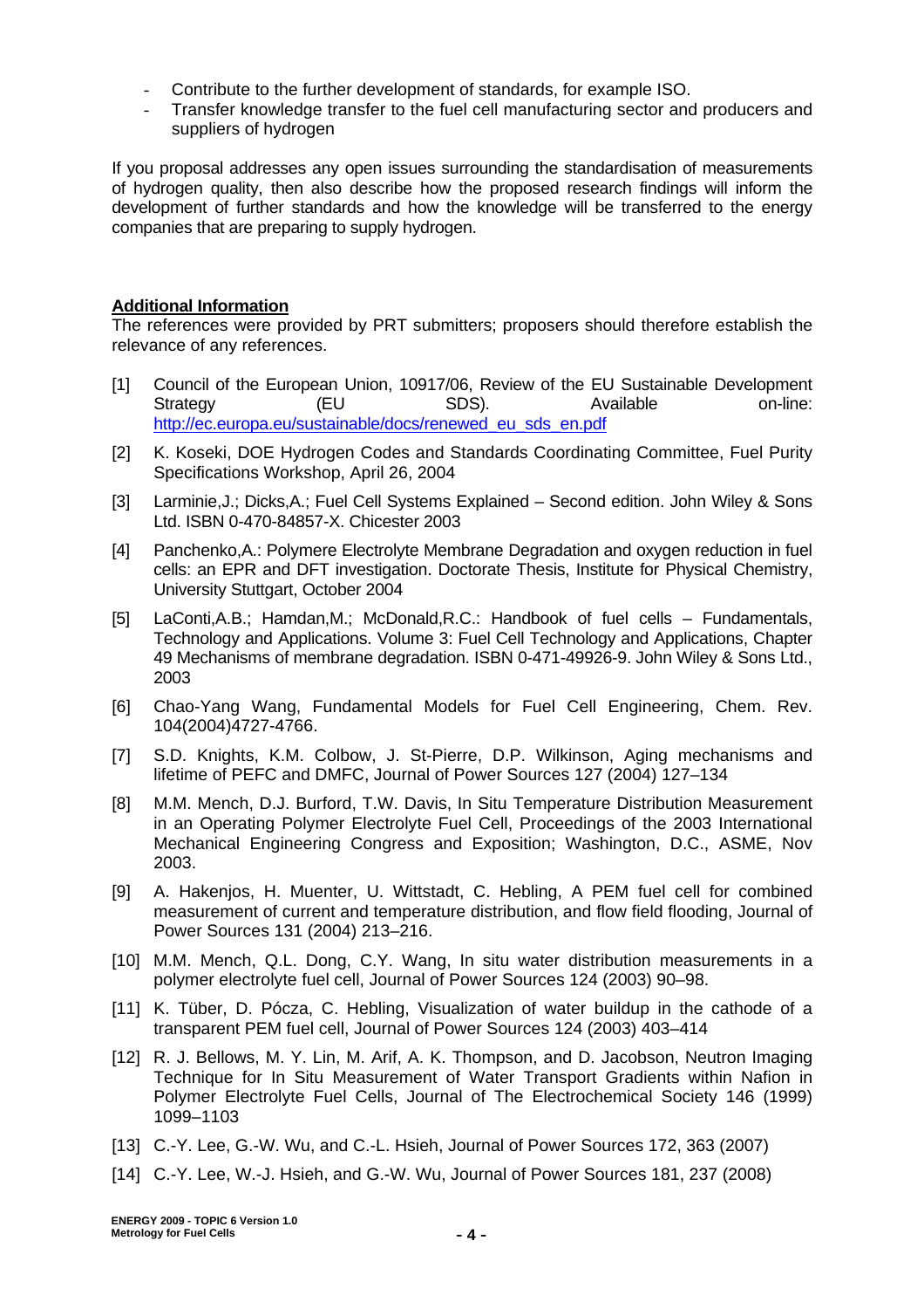- Contribute to the further development of standards, for example ISO.
- Transfer knowledge transfer to the fuel cell manufacturing sector and producers and suppliers of hydrogen

If you proposal addresses any open issues surrounding the standardisation of measurements of hydrogen quality, then also describe how the proposed research findings will inform the development of further standards and how the knowledge will be transferred to the energy companies that are preparing to supply hydrogen.

**Additional Information**

The references were provided by PRT submitters; proposers should therefore establish the relevance of any references.

[1] Council of the European Union, 10917/06, Review of the EU Sustainable Development Strategy (EU SDS). Available on-line: http://ec.europa.eu/sustainable/docs/renewed_eu_sds_en.pdf

[2] K. Koseki, DOE Hydrogen Codes and Standards Coordinating Committee, Fuel Purity Specifications Workshop, April 26, 2004

[3] Larminie,J.; Dicks,A.; Fuel Cell Systems Explained – Second edition. John Wiley & Sons Ltd. ISBN 0-470-84857-X. Chicester 2003

[4] Panchenko,A.: Polymere Electrolyte Membrane Degradation and oxygen reduction in fuel cells: an EPR and DFT investigation. Doctorate Thesis, Institute for Physical Chemistry, University Stuttgart, October 2004

[5] LaConti,A.B.; Hamdan,M.; McDonald,R.C.: Handbook of fuel cells – Fundamentals, Technology and Applications. Volume 3: Fuel Cell Technology and Applications, Chapter 49 Mechanisms of membrane degradation. ISBN 0-471-49926-9. John Wiley & Sons Ltd., 2003

[6] Chao-Yang Wang, Fundamental Models for Fuel Cell Engineering, Chem. Rev. 104(2004)4727-4766.

[7] S.D. Knights, K.M. Colbow, J. St-Pierre, D.P. Wilkinson, Aging mechanisms and lifetime of PEFC and DMFC, Journal of Power Sources 127 (2004) 127–134

[8] M.M. Mench, D.J. Burford, T.W. Davis, In Situ Temperature Distribution Measurement in an Operating Polymer Electrolyte Fuel Cell, Proceedings of the 2003 International Mechanical Engineering Congress and Exposition; Washington, D.C., ASME, Nov 2003.

[9] A. Hakenjos, H. Muenter, U. Wittstadt, C. Hebling, A PEM fuel cell for combined measurement of current and temperature distribution, and flow field flooding, Journal of Power Sources 131 (2004) 213–216.

[10] M.M. Mench, Q.L. Dong, C.Y. Wang, In situ water distribution measurements in a polymer electrolyte fuel cell, Journal of Power Sources 124 (2003) 90–98.

[11] K. Tüber, D. Pócza, C. Hebling, Visualization of water buildup in the cathode of a transparent PEM fuel cell, Journal of Power Sources 124 (2003) 403–414

[12] R. J. Bellows, M. Y. Lin, M. Arif, A. K. Thompson, and D. Jacobson, Neutron Imaging Technique for In Situ Measurement of Water Transport Gradients within Nafion in Polymer Electrolyte Fuel Cells, Journal of The Electrochemical Society 146 (1999) 1099–1103

[13] C.-Y. Lee, G.-W. Wu, and C.-L. Hsieh, Journal of Power Sources 172, 363 (2007)

[14] C.-Y. Lee, W.-J. Hsieh, and G.-W. Wu, Journal of Power Sources 181, 237 (2008)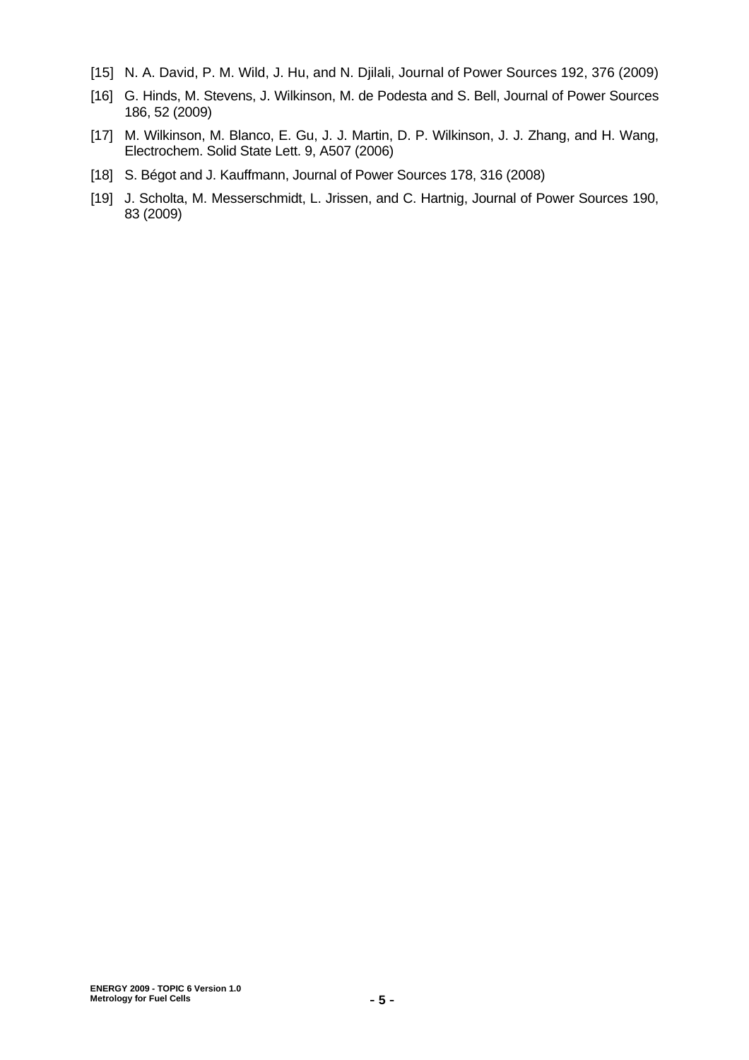[15] N. A. David, P. M. Wild, J. Hu, and N. Djilali, Journal of Power Sources 192, 376 (2009)

[16] G. Hinds, M. Stevens, J. Wilkinson, M. de Podesta and S. Bell, Journal of Power Sources 186, 52 (2009)

[17] M. Wilkinson, M. Blanco, E. Gu, J. J. Martin, D. P. Wilkinson, J. J. Zhang, and H. Wang, Electrochem. Solid State Lett. 9, A507 (2006)

[18] S. Bégot and J. Kauffmann, Journal of Power Sources 178, 316 (2008)

[19] J. Scholta, M. Messerschmidt, L. Jrissen, and C. Hartnig, Journal of Power Sources 190, 83 (2009)